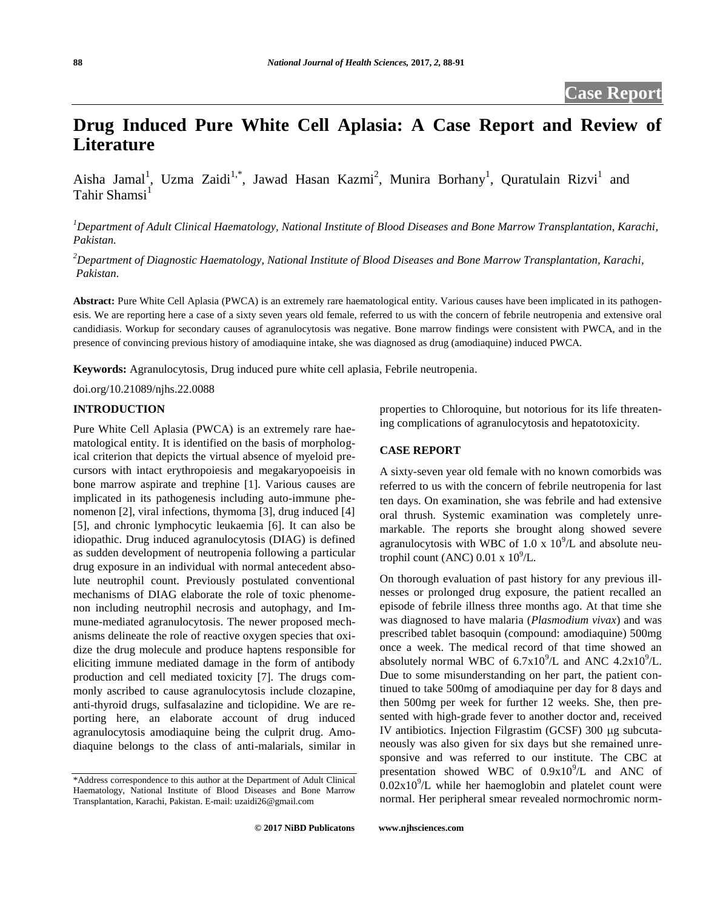Case Report

# Drug Induced Pure White Cell Aplasia: A Case Report and Review of Literature

Aisha Jamal[1], Uzma Zaidi[1,*], Jawad Hasan Kazmi[2], Munira Borhany[1], Quratulain Rizvi[1] and Tahir Shamsi[1]

[1]*Department of Adult Clinical Haematology, National Institute of Blood Diseases and Bone Marrow Transplantation, Karachi, Pakistan.*

[2]*Department of Diagnostic Haematology, National Institute of Blood Diseases and Bone Marrow Transplantation, Karachi, Pakistan.*

**Abstract:** Pure White Cell Aplasia (PWCA) is an extremely rare haematological entity. Various causes have been implicated in its pathogenesis. We are reporting here a case of a sixty seven years old female, referred to us with the concern of febrile neutropenia and extensive oral candidiasis. Workup for secondary causes of agranulocytosis was negative. Bone marrow findings were consistent with PWCA, and in the presence of convincing previous history of amodiaquine intake, she was diagnosed as drug (amodiaquine) induced PWCA.

**Keywords:** Agranulocytosis, Drug induced pure white cell aplasia, Febrile neutropenia.

doi.org/10.21089/njhs.22.0088

## INTRODUCTION

Pure White Cell Aplasia (PWCA) is an extremely rare haematological entity. It is identified on the basis of morphological criterion that depicts the virtual absence of myeloid precursors with intact erythropoiesis and megakaryopoeisis in bone marrow aspirate and trephine [1]. Various causes are implicated in its pathogenesis including auto-immune phenomenon [2], viral infections, thymoma [3], drug induced [4] [5], and chronic lymphocytic leukaemia [6]. It can also be idiopathic. Drug induced agranulocytosis (DIAG) is defined as sudden development of neutropenia following a particular drug exposure in an individual with normal antecedent absolute neutrophil count. Previously postulated conventional mechanisms of DIAG elaborate the role of toxic phenomenon including neutrophil necrosis and autophagy, and Immune-mediated agranulocytosis. The newer proposed mechanisms delineate the role of reactive oxygen species that oxidize the drug molecule and produce haptens responsible for eliciting immune mediated damage in the form of antibody production and cell mediated toxicity [7]. The drugs commonly ascribed to cause agranulocytosis include clozapine, anti-thyroid drugs, sulfasalazine and ticlopidine. We are reporting here, an elaborate account of drug induced agranulocytosis amodiaquine being the culprit drug. Amodiaquine belongs to the class of anti-malarials, similar in properties to Chloroquine, but notorious for its life threatening complications of agranulocytosis and hepatotoxicity.

## CASE REPORT

A sixty-seven year old female with no known comorbids was referred to us with the concern of febrile neutropenia for last ten days. On examination, she was febrile and had extensive oral thrush. Systemic examination was completely unremarkable. The reports she brought along showed severe agranulocytosis with WBC of $1.0 \times 10^9$/L and absolute neutrophil count (ANC) $0.01 \times 10^9$/L.

On thorough evaluation of past history for any previous illnesses or prolonged drug exposure, the patient recalled an episode of febrile illness three months ago. At that time she was diagnosed to have malaria (*Plasmodium vivax*) and was prescribed tablet basoquin (compound: amodiaquine) 500mg once a week. The medical record of that time showed an absolutely normal WBC of $6.7 \times 10^9$/L and ANC $4.2 \times 10^9$/L. Due to some misunderstanding on her part, the patient continued to take 500mg of amodiaquine per day for 8 days and then 500mg per week for further 12 weeks. She, then presented with high-grade fever to another doctor and, received IV antibiotics. Injection Filgrastim (GCSF) 300 μg subcutaneously was also given for six days but she remained unresponsive and was referred to our institute. The CBC at presentation showed WBC of $0.9 \times 10^9$/L and ANC of $0.02 \times 10^9$/L while her haemoglobin and platelet count were normal. Her peripheral smear revealed normochromic norm-

*Address correspondence to this author at the Department of Adult Clinical Haematology, National Institute of Blood Diseases and Bone Marrow Transplantation, Karachi, Pakistan. E-mail: uzaidi26@gmail.com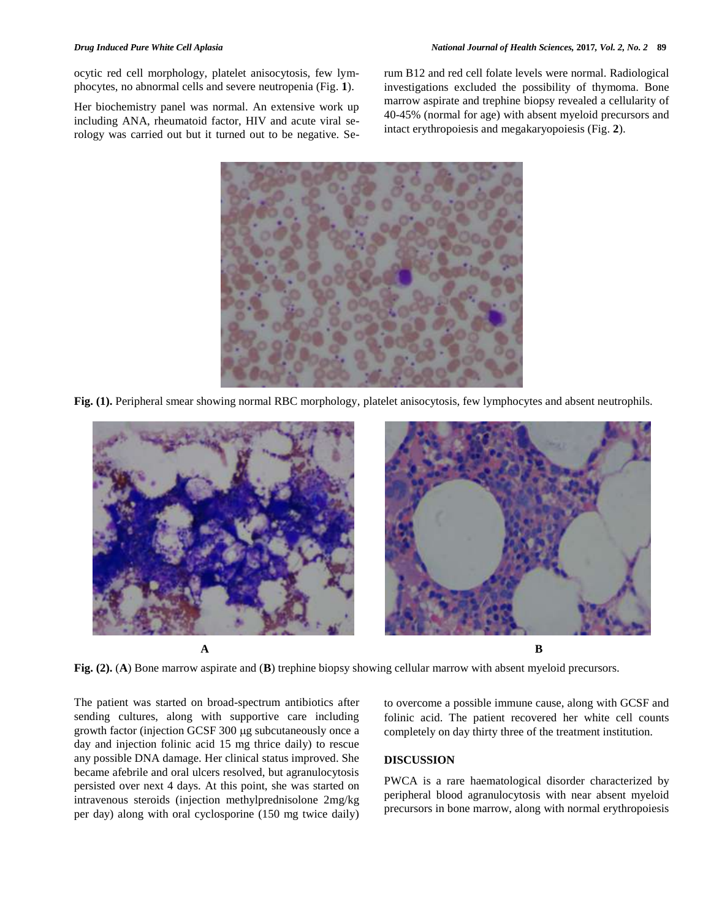ocytic red cell morphology, platelet anisocytosis, few lymphocytes, no abnormal cells and severe neutropenia (Fig. **1**).

Her biochemistry panel was normal. An extensive work up including ANA, rheumatoid factor, HIV and acute viral serology was carried out but it turned out to be negative. Serum B12 and red cell folate levels were normal. Radiological investigations excluded the possibility of thymoma. Bone marrow aspirate and trephine biopsy revealed a cellularity of 40-45% (normal for age) with absent myeloid precursors and intact erythropoiesis and megakaryopoiesis (Fig. **2**).

**Fig. (1).** Peripheral smear showing normal RBC morphology, platelet anisocytosis, few lymphocytes and absent neutrophils.

**Fig. (2).** (**A**) Bone marrow aspirate and (**B**) trephine biopsy showing cellular marrow with absent myeloid precursors.

The patient was started on broad-spectrum antibiotics after sending cultures, along with supportive care including growth factor (injection GCSF 300 μg subcutaneously once a day and injection folinic acid 15 mg thrice daily) to rescue any possible DNA damage. Her clinical status improved. She became afebrile and oral ulcers resolved, but agranulocytosis persisted over next 4 days. At this point, she was started on intravenous steroids (injection methylprednisolone 2mg/kg per day) along with oral cyclosporine (150 mg twice daily) to overcome a possible immune cause, along with GCSF and folinic acid. The patient recovered her white cell counts completely on day thirty three of the treatment institution.

## DISCUSSION

PWCA is a rare haematological disorder characterized by peripheral blood agranulocytosis with near absent myeloid precursors in bone marrow, along with normal erythropoiesis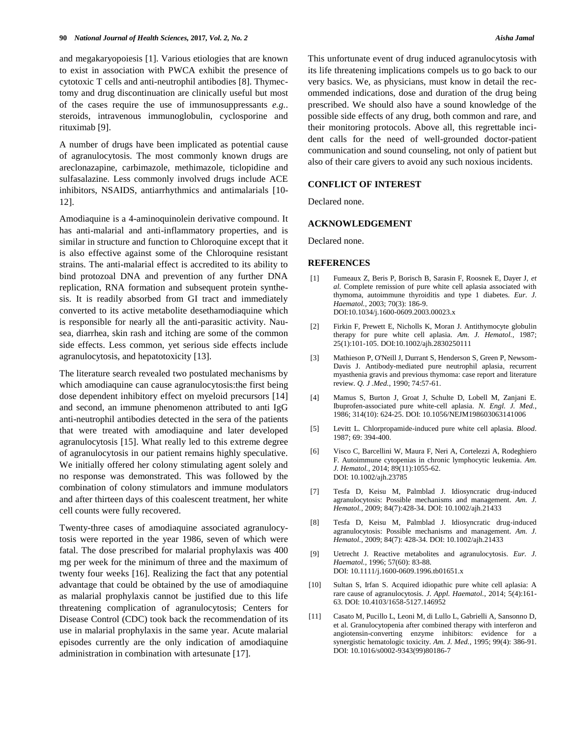and megakaryopoiesis [1]. Various etiologies that are known to exist in association with PWCA exhibit the presence of cytotoxic T cells and anti-neutrophil antibodies [8]. Thymectomy and drug discontinuation are clinically useful but most of the cases require the use of immunosuppressants *e.g.*. steroids, intravenous immunoglobulin, cyclosporine and rituximab [9].

A number of drugs have been implicated as potential cause of agranulocytosis. The most commonly known drugs are areclonazapine, carbimazole, methimazole, ticlopidine and sulfasalazine. Less commonly involved drugs include ACE inhibitors, NSAIDS, antiarrhythmics and antimalarials [10-12].

Amodiaquine is a 4-aminoquinolein derivative compound. It has anti-malarial and anti-inflammatory properties, and is similar in structure and function to Chloroquine except that it is also effective against some of the Chloroquine resistant strains. The anti-malarial effect is accredited to its ability to bind protozoal DNA and prevention of any further DNA replication, RNA formation and subsequent protein synthesis. It is readily absorbed from GI tract and immediately converted to its active metabolite desethamodiaquine which is responsible for nearly all the anti-parasitic activity. Nausea, diarrhea, skin rash and itching are some of the common side effects. Less common, yet serious side effects include agranulocytosis, and hepatotoxicity [13].

The literature search revealed two postulated mechanisms by which amodiaquine can cause agranulocytosis:the first being dose dependent inhibitory effect on myeloid precursors [14] and second, an immune phenomenon attributed to anti IgG anti-neutrophil antibodies detected in the sera of the patients that were treated with amodiaquine and later developed agranulocytosis [15]. What really led to this extreme degree of agranulocytosis in our patient remains highly speculative. We initially offered her colony stimulating agent solely and no response was demonstrated. This was followed by the combination of colony stimulators and immune modulators and after thirteen days of this coalescent treatment, her white cell counts were fully recovered.

Twenty-three cases of amodiaquine associated agranulocytosis were reported in the year 1986, seven of which were fatal. The dose prescribed for malarial prophylaxis was 400 mg per week for the minimum of three and the maximum of twenty four weeks [16]. Realizing the fact that any potential advantage that could be obtained by the use of amodiaquine as malarial prophylaxis cannot be justified due to this life threatening complication of agranulocytosis; Centers for Disease Control (CDC) took back the recommendation of its use in malarial prophylaxis in the same year. Acute malarial episodes currently are the only indication of amodiaquine administration in combination with artesunate [17].

This unfortunate event of drug induced agranulocytosis with its life threatening implications compels us to go back to our very basics. We, as physicians, must know in detail the recommended indications, dose and duration of the drug being prescribed. We should also have a sound knowledge of the possible side effects of any drug, both common and rare, and their monitoring protocols. Above all, this regrettable incident calls for the need of well-grounded doctor-patient communication and sound counseling, not only of patient but also of their care givers to avoid any such noxious incidents.

## CONFLICT OF INTEREST

Declared none.

## ACKNOWLEDGEMENT

Declared none.

## REFERENCES

[1] Fumeaux Z, Beris P, Borisch B, Sarasin F, Roosnek E, Dayer J, *et al.* Complete remission of pure white cell aplasia associated with thymoma, autoimmune thyroiditis and type 1 diabetes. *Eur. J. Haematol.,* 2003; 70(3): 186-9. DOI:10.1034/j.1600-0609.2003.00023.x

[2] Firkin F, Prewett E, Nicholls K, Moran J. Antithymocyte globulin therapy for pure white cell aplasia. *Am. J. Hematol.,* 1987; 25(1):101-105. DOI:10.1002/ajh.2830250111

[3] Mathieson P, O'Neill J, Durrant S, Henderson S, Green P, Newsom-Davis J. Antibody-mediated pure neutrophil aplasia, recurrent myasthenia gravis and previous thymoma: case report and literature review. *Q. J .Med.,* 1990; 74:57-61.

[4] Mamus S, Burton J, Groat J, Schulte D, Lobell M, Zanjani E. Ibuprofen-associated pure white-cell aplasia. *N. Engl. J. Med.,* 1986; 314(10): 624-25. DOI: 10.1056/NEJM198603063141006

[5] Levitt L. Chlorpropamide-induced pure white cell aplasia. *Blood*. 1987; 69: 394-400.

[6] Visco C, Barcellini W, Maura F, Neri A, Cortelezzi A, Rodeghiero F. Autoimmune cytopenias in chronic lymphocytic leukemia. *Am. J. Hematol.,* 2014; 89(11):1055-62. DOI: 10.1002/ajh.23785

[7] Tesfa D, Keisu M, Palmblad J. Idiosyncratic drug-induced agranulocytosis: Possible mechanisms and management. *Am. J. Hematol.,* 2009; 84(7):428-34. DOI: 10.1002/ajh.21433

[8] Tesfa D, Keisu M, Palmblad J. Idiosyncratic drug-induced agranulocytosis: Possible mechanisms and management. *Am. J. Hematol.,* 2009; 84(7): 428-34. DOI: 10.1002/ajh.21433

[9] Uetrecht J. Reactive metabolites and agranulocytosis. *Eur. J. Haematol.,* 1996; 57(60): 83-88. DOI: 10.1111/j.1600-0609.1996.tb01651.x

[10] Sultan S, Irfan S. Acquired idiopathic pure white cell aplasia: A rare cause of agranulocytosis. *J. Appl. Haematol.,* 2014; 5(4):161-63. DOI: 10.4103/1658-5127.146952

[11] Casato M, Pucillo L, Leoni M, di Lullo L, Gabrielli A, Sansonno D, et al. Granulocytopenia after combined therapy with interferon and angiotensin-converting enzyme inhibitors: evidence for a synergistic hematologic toxicity. *Am. J. Med.,* 1995; 99(4): 386-91. DOI: 10.1016/s0002-9343(99)80186-7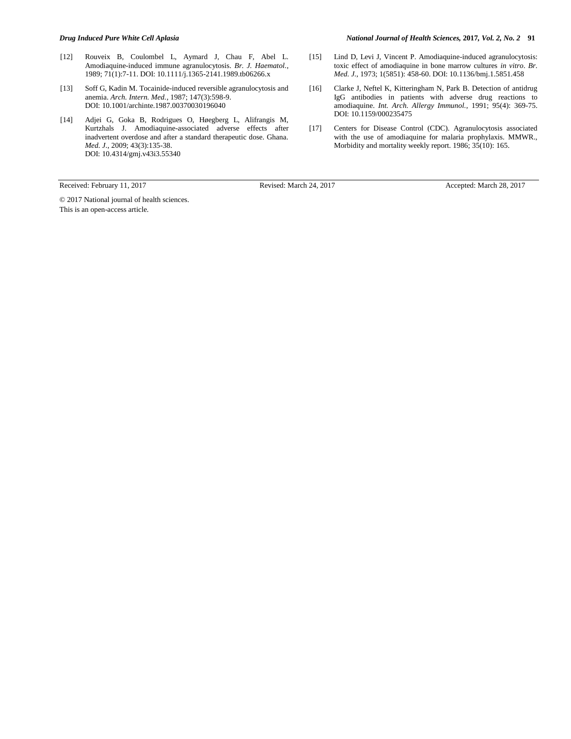[12] Rouveix B, Coulombel L, Aymard J, Chau F, Abel L. Amodiaquine-induced immune agranulocytosis. *Br. J. Haematol.*, 1989; 71(1):7-11. DOI: 10.1111/j.1365-2141.1989.tb06266.x

[13] Soff G, Kadin M. Tocainide-induced reversible agranulocytosis and anemia. *Arch. Intern. Med.*, 1987; 147(3):598-9. DOI: 10.1001/archinte.1987.00370030196040

[14] Adjei G, Goka B, Rodrigues O, Høegberg L, Alifrangis M, Kurtzhals J. Amodiaquine-associated adverse effects after inadvertent overdose and after a standard therapeutic dose. Ghana. *Med. J.*, 2009; 43(3):135-38. DOI: 10.4314/gmj.v43i3.55340

[15] Lind D, Levi J, Vincent P. Amodiaquine-induced agranulocytosis: toxic effect of amodiaquine in bone marrow cultures *in vitro*. *Br. Med. J.*, 1973; 1(5851): 458-60. DOI: 10.1136/bmj.1.5851.458

[16] Clarke J, Neftel K, Kitteringham N, Park B. Detection of antidrug IgG antibodies in patients with adverse drug reactions to amodiaquine. *Int. Arch. Allergy Immunol.*, 1991; 95(4): 369-75. DOI: 10.1159/000235475

[17] Centers for Disease Control (CDC). Agranulocytosis associated with the use of amodiaquine for malaria prophylaxis. MMWR., Morbidity and mortality weekly report. 1986; 35(10): 165.

---

Received: February 11, 2017 Revised: March 24, 2017 Accepted: March 28, 2017

© 2017 National journal of health sciences.
This is an open-access article.